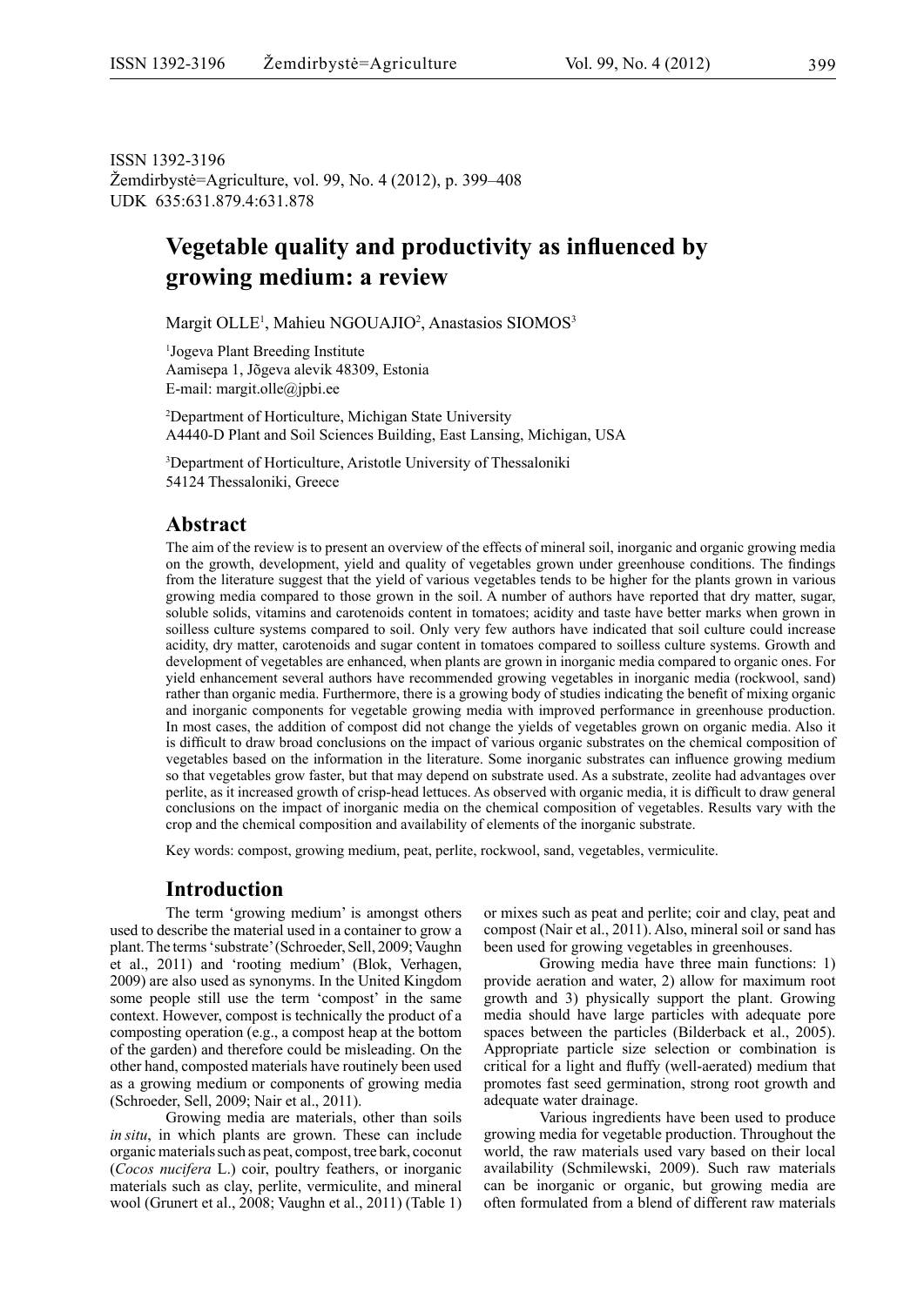ISSN 1392-3196
Žemdirbystė=Agriculture, vol. 99, No. 4 (2012), p. 399–408
UDK 635:631.879.4:631.878

# Vegetable quality and productivity as influenced by growing medium: a review

Margit OLLE[1], Mahieu NGOUAJIO[2], Anastasios SIOMOS[3]

[1]Jogeva Plant Breeding Institute
Aamisepa 1, Jõgeva alevik 48309, Estonia
E-mail: margit.olle@jpbi.ee

[2]Department of Horticulture, Michigan State University
A4440-D Plant and Soil Sciences Building, East Lansing, Michigan, USA

[3]Department of Horticulture, Aristotle University of Thessaloniki
54124 Thessaloniki, Greece

## Abstract

The aim of the review is to present an overview of the effects of mineral soil, inorganic and organic growing media on the growth, development, yield and quality of vegetables grown under greenhouse conditions. The findings from the literature suggest that the yield of various vegetables tends to be higher for the plants grown in various growing media compared to those grown in the soil. A number of authors have reported that dry matter, sugar, soluble solids, vitamins and carotenoids content in tomatoes; acidity and taste have better marks when grown in soilless culture systems compared to soil. Only very few authors have indicated that soil culture could increase acidity, dry matter, carotenoids and sugar content in tomatoes compared to soilless culture systems. Growth and development of vegetables are enhanced, when plants are grown in inorganic media compared to organic ones. For yield enhancement several authors have recommended growing vegetables in inorganic media (rockwool, sand) rather than organic media. Furthermore, there is a growing body of studies indicating the benefit of mixing organic and inorganic components for vegetable growing media with improved performance in greenhouse production. In most cases, the addition of compost did not change the yields of vegetables grown on organic media. Also it is difficult to draw broad conclusions on the impact of various organic substrates on the chemical composition of vegetables based on the information in the literature. Some inorganic substrates can influence growing medium so that vegetables grow faster, but that may depend on substrate used. As a substrate, zeolite had advantages over perlite, as it increased growth of crisp-head lettuces. As observed with organic media, it is difficult to draw general conclusions on the impact of inorganic media on the chemical composition of vegetables. Results vary with the crop and the chemical composition and availability of elements of the inorganic substrate.

Key words: compost, growing medium, peat, perlite, rockwool, sand, vegetables, vermiculite.

## Introduction

The term 'growing medium' is amongst others used to describe the material used in a container to grow a plant. The terms 'substrate' (Schroeder, Sell, 2009; Vaughn et al., 2011) and 'rooting medium' (Blok, Verhagen, 2009) are also used as synonyms. In the United Kingdom some people still use the term 'compost' in the same context. However, compost is technically the product of a composting operation (e.g., a compost heap at the bottom of the garden) and therefore could be misleading. On the other hand, composted materials have routinely been used as a growing medium or components of growing media (Schroeder, Sell, 2009; Nair et al., 2011).

Growing media are materials, other than soils *in situ*, in which plants are grown. These can include organic materials such as peat, compost, tree bark, coconut (*Cocos nucifera* L.) coir, poultry feathers, or inorganic materials such as clay, perlite, vermiculite, and mineral wool (Grunert et al., 2008; Vaughn et al., 2011) (Table 1) or mixes such as peat and perlite; coir and clay, peat and compost (Nair et al., 2011). Also, mineral soil or sand has been used for growing vegetables in greenhouses.

Growing media have three main functions: 1) provide aeration and water, 2) allow for maximum root growth and 3) physically support the plant. Growing media should have large particles with adequate pore spaces between the particles (Bilderback et al., 2005). Appropriate particle size selection or combination is critical for a light and fluffy (well-aerated) medium that promotes fast seed germination, strong root growth and adequate water drainage.

Various ingredients have been used to produce growing media for vegetable production. Throughout the world, the raw materials used vary based on their local availability (Schmilewski, 2009). Such raw materials can be inorganic or organic, but growing media are often formulated from a blend of different raw materials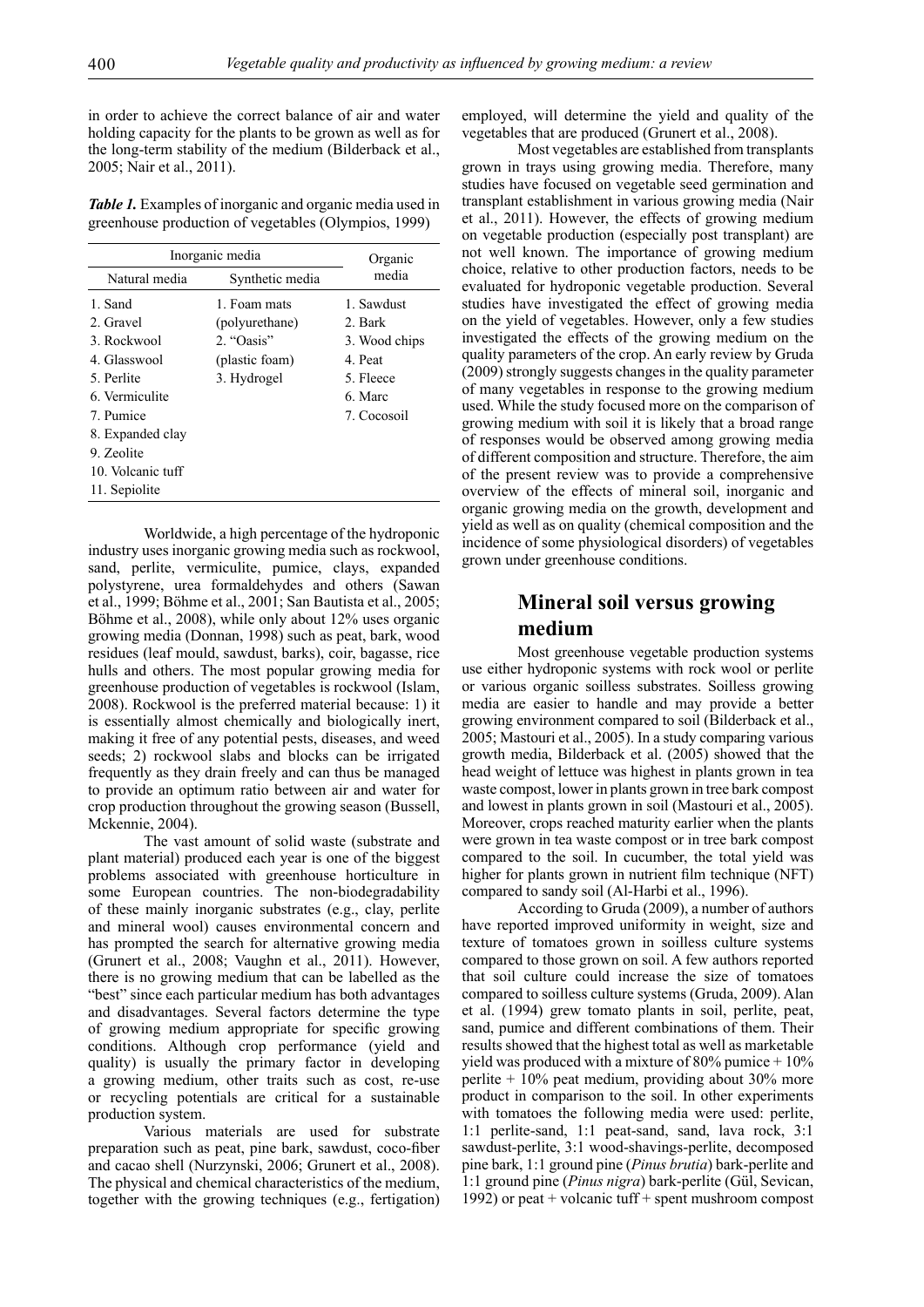in order to achieve the correct balance of air and water holding capacity for the plants to be grown as well as for the long-term stability of the medium (Bilderback et al., 2005; Nair et al., 2011).

***Table 1.*** Examples of inorganic and organic media used in greenhouse production of vegetables (Olympios, 1999)

| Inorganic media | | Organic media |
|---|---|---|
| Natural media | Synthetic media | |
| 1. Sand | 1. Foam mats (polyurethane) | 1. Sawdust |
| 2. Gravel | 2. "Oasis" (plastic foam) | 2. Bark |
| 3. Rockwool | 3. Hydrogel | 3. Wood chips |
| 4. Glasswool | | 4. Peat |
| 5. Perlite | | 5. Fleece |
| 6. Vermiculite | | 6. Marc |
| 7. Pumice | | 7. Cocosoil |
| 8. Expanded clay | | |
| 9. Zeolite | | |
| 10. Volcanic tuff | | |
| 11. Sepiolite | | |

Worldwide, a high percentage of the hydroponic industry uses inorganic growing media such as rockwool, sand, perlite, vermiculite, pumice, clays, expanded polystyrene, urea formaldehydes and others (Sawan et al., 1999; Böhme et al., 2001; San Bautista et al., 2005; Böhme et al., 2008), while only about 12% uses organic growing media (Donnan, 1998) such as peat, bark, wood residues (leaf mould, sawdust, barks), coir, bagasse, rice hulls and others. The most popular growing media for greenhouse production of vegetables is rockwool (Islam, 2008). Rockwool is the preferred material because: 1) it is essentially almost chemically and biologically inert, making it free of any potential pests, diseases, and weed seeds; 2) rockwool slabs and blocks can be irrigated frequently as they drain freely and can thus be managed to provide an optimum ratio between air and water for crop production throughout the growing season (Bussell, Mckennie, 2004).

The vast amount of solid waste (substrate and plant material) produced each year is one of the biggest problems associated with greenhouse horticulture in some European countries. The non-biodegradability of these mainly inorganic substrates (e.g., clay, perlite and mineral wool) causes environmental concern and has prompted the search for alternative growing media (Grunert et al., 2008; Vaughn et al., 2011). However, there is no growing medium that can be labelled as the "best" since each particular medium has both advantages and disadvantages. Several factors determine the type of growing medium appropriate for specific growing conditions. Although crop performance (yield and quality) is usually the primary factor in developing a growing medium, other traits such as cost, re-use or recycling potentials are critical for a sustainable production system.

Various materials are used for substrate preparation such as peat, pine bark, sawdust, coco-fiber and cacao shell (Nurzynski, 2006; Grunert et al., 2008). The physical and chemical characteristics of the medium, together with the growing techniques (e.g., fertigation) employed, will determine the yield and quality of the vegetables that are produced (Grunert et al., 2008).

Most vegetables are established from transplants grown in trays using growing media. Therefore, many studies have focused on vegetable seed germination and transplant establishment in various growing media (Nair et al., 2011). However, the effects of growing medium on vegetable production (especially post transplant) are not well known. The importance of growing medium choice, relative to other production factors, needs to be evaluated for hydroponic vegetable production. Several studies have investigated the effect of growing media on the yield of vegetables. However, only a few studies investigated the effects of the growing medium on the quality parameters of the crop. An early review by Gruda (2009) strongly suggests changes in the quality parameter of many vegetables in response to the growing medium used. While the study focused more on the comparison of growing medium with soil it is likely that a broad range of responses would be observed among growing media of different composition and structure. Therefore, the aim of the present review was to provide a comprehensive overview of the effects of mineral soil, inorganic and organic growing media on the growth, development and yield as well as on quality (chemical composition and the incidence of some physiological disorders) of vegetables grown under greenhouse conditions.

## Mineral soil versus growing medium

Most greenhouse vegetable production systems use either hydroponic systems with rock wool or perlite or various organic soilless substrates. Soilless growing media are easier to handle and may provide a better growing environment compared to soil (Bilderback et al., 2005; Mastouri et al., 2005). In a study comparing various growth media, Bilderback et al. (2005) showed that the head weight of lettuce was highest in plants grown in tea waste compost, lower in plants grown in tree bark compost and lowest in plants grown in soil (Mastouri et al., 2005). Moreover, crops reached maturity earlier when the plants were grown in tea waste compost or in tree bark compost compared to the soil. In cucumber, the total yield was higher for plants grown in nutrient film technique (NFT) compared to sandy soil (Al-Harbi et al., 1996).

According to Gruda (2009), a number of authors have reported improved uniformity in weight, size and texture of tomatoes grown in soilless culture systems compared to those grown on soil. A few authors reported that soil culture could increase the size of tomatoes compared to soilless culture systems (Gruda, 2009). Alan et al. (1994) grew tomato plants in soil, perlite, peat, sand, pumice and different combinations of them. Their results showed that the highest total as well as marketable yield was produced with a mixture of 80% pumice + 10% perlite + 10% peat medium, providing about 30% more product in comparison to the soil. In other experiments with tomatoes the following media were used: perlite, 1:1 perlite-sand, 1:1 peat-sand, sand, lava rock, 3:1 sawdust-perlite, 3:1 wood-shavings-perlite, decomposed pine bark, 1:1 ground pine (*Pinus brutia*) bark-perlite and 1:1 ground pine (*Pinus nigra*) bark-perlite (Gül, Sevican, 1992) or peat + volcanic tuff + spent mushroom compost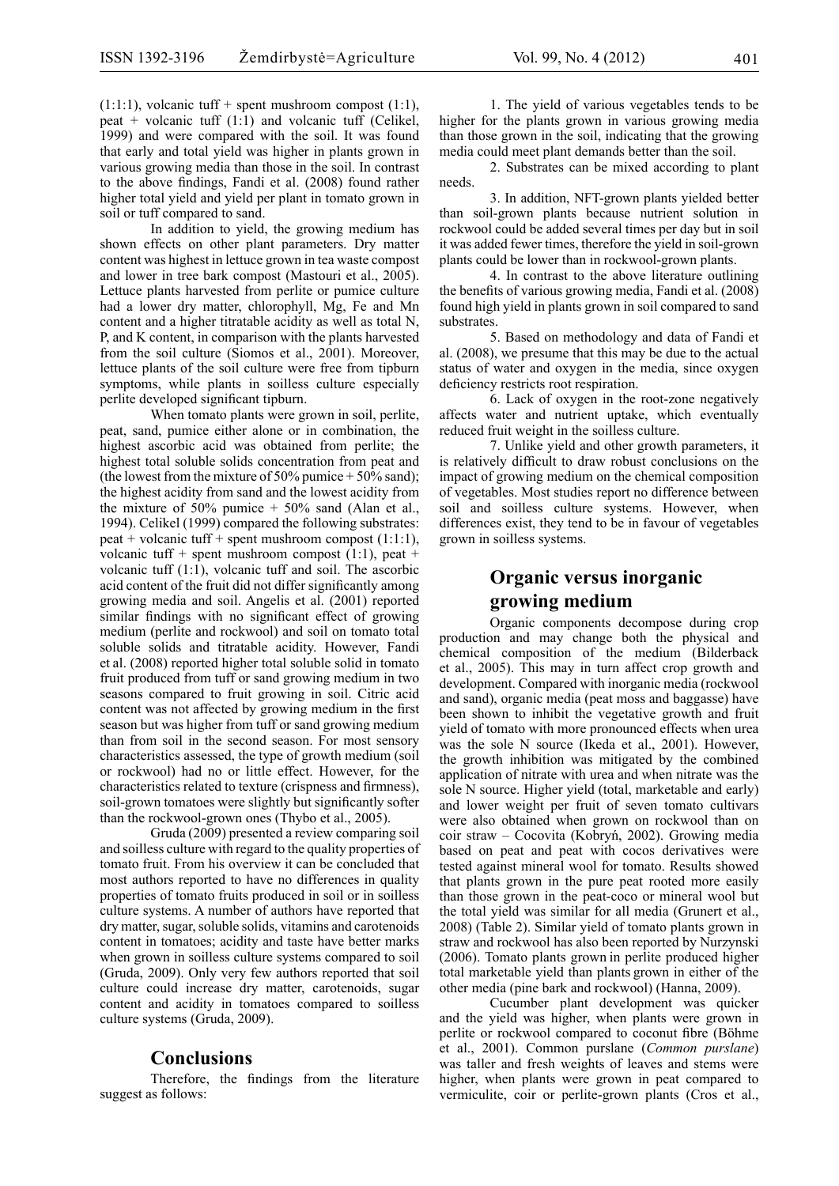(1:1:1), volcanic tuff + spent mushroom compost (1:1), peat + volcanic tuff (1:1) and volcanic tuff (Celikel, 1999) and were compared with the soil. It was found that early and total yield was higher in plants grown in various growing media than those in the soil. In contrast to the above findings, Fandi et al. (2008) found rather higher total yield and yield per plant in tomato grown in soil or tuff compared to sand.

In addition to yield, the growing medium has shown effects on other plant parameters. Dry matter content was highest in lettuce grown in tea waste compost and lower in tree bark compost (Mastouri et al., 2005). Lettuce plants harvested from perlite or pumice culture had a lower dry matter, chlorophyll, Mg, Fe and Mn content and a higher titratable acidity as well as total N, P, and K content, in comparison with the plants harvested from the soil culture (Siomos et al., 2001). Moreover, lettuce plants of the soil culture were free from tipburn symptoms, while plants in soilless culture especially perlite developed significant tipburn.

When tomato plants were grown in soil, perlite, peat, sand, pumice either alone or in combination, the highest ascorbic acid was obtained from perlite; the highest total soluble solids concentration from peat and (the lowest from the mixture of 50% pumice + 50% sand); the highest acidity from sand and the lowest acidity from the mixture of 50% pumice + 50% sand (Alan et al., 1994). Celikel (1999) compared the following substrates: peat + volcanic tuff + spent mushroom compost (1:1:1), volcanic tuff + spent mushroom compost (1:1), peat + volcanic tuff (1:1), volcanic tuff and soil. The ascorbic acid content of the fruit did not differ significantly among growing media and soil. Angelis et al. (2001) reported similar findings with no significant effect of growing medium (perlite and rockwool) and soil on tomato total soluble solids and titratable acidity. However, Fandi et al. (2008) reported higher total soluble solid in tomato fruit produced from tuff or sand growing medium in two seasons compared to fruit growing in soil. Citric acid content was not affected by growing medium in the first season but was higher from tuff or sand growing medium than from soil in the second season. For most sensory characteristics assessed, the type of growth medium (soil or rockwool) had no or little effect. However, for the characteristics related to texture (crispness and firmness), soil-grown tomatoes were slightly but significantly softer than the rockwool-grown ones (Thybo et al., 2005).

Gruda (2009) presented a review comparing soil and soilless culture with regard to the quality properties of tomato fruit. From his overview it can be concluded that most authors reported to have no differences in quality properties of tomato fruits produced in soil or in soilless culture systems. A number of authors have reported that dry matter, sugar, soluble solids, vitamins and carotenoids content in tomatoes; acidity and taste have better marks when grown in soilless culture systems compared to soil (Gruda, 2009). Only very few authors reported that soil culture could increase dry matter, carotenoids, sugar content and acidity in tomatoes compared to soilless culture systems (Gruda, 2009).

## Conclusions

Therefore, the findings from the literature suggest as follows:

1. The yield of various vegetables tends to be higher for the plants grown in various growing media than those grown in the soil, indicating that the growing media could meet plant demands better than the soil.

2. Substrates can be mixed according to plant needs.

3. In addition, NFT-grown plants yielded better than soil-grown plants because nutrient solution in rockwool could be added several times per day but in soil it was added fewer times, therefore the yield in soil-grown plants could be lower than in rockwool-grown plants.

4. In contrast to the above literature outlining the benefits of various growing media, Fandi et al. (2008) found high yield in plants grown in soil compared to sand substrates.

5. Based on methodology and data of Fandi et al. (2008), we presume that this may be due to the actual status of water and oxygen in the media, since oxygen deficiency restricts root respiration.

6. Lack of oxygen in the root-zone negatively affects water and nutrient uptake, which eventually reduced fruit weight in the soilless culture.

7. Unlike yield and other growth parameters, it is relatively difficult to draw robust conclusions on the impact of growing medium on the chemical composition of vegetables. Most studies report no difference between soil and soilless culture systems. However, when differences exist, they tend to be in favour of vegetables grown in soilless systems.

## Organic versus inorganic growing medium

Organic components decompose during crop production and may change both the physical and chemical composition of the medium (Bilderback et al., 2005). This may in turn affect crop growth and development. Compared with inorganic media (rockwool and sand), organic media (peat moss and baggasse) have been shown to inhibit the vegetative growth and fruit yield of tomato with more pronounced effects when urea was the sole N source (Ikeda et al., 2001). However, the growth inhibition was mitigated by the combined application of nitrate with urea and when nitrate was the sole N source. Higher yield (total, marketable and early) and lower weight per fruit of seven tomato cultivars were also obtained when grown on rockwool than on coir straw – Cocovita (Kobryń, 2002). Growing media based on peat and peat with cocos derivatives were tested against mineral wool for tomato. Results showed that plants grown in the pure peat rooted more easily than those grown in the peat-coco or mineral wool but the total yield was similar for all media (Grunert et al., 2008) (Table 2). Similar yield of tomato plants grown in straw and rockwool has also been reported by Nurzynski (2006). Tomato plants grown in perlite produced higher total marketable yield than plants grown in either of the other media (pine bark and rockwool) (Hanna, 2009).

Cucumber plant development was quicker and the yield was higher, when plants were grown in perlite or rockwool compared to coconut fibre (Böhme et al., 2001). Common purslane (*Common purslane*) was taller and fresh weights of leaves and stems were higher, when plants were grown in peat compared to vermiculite, coir or perlite-grown plants (Cros et al.,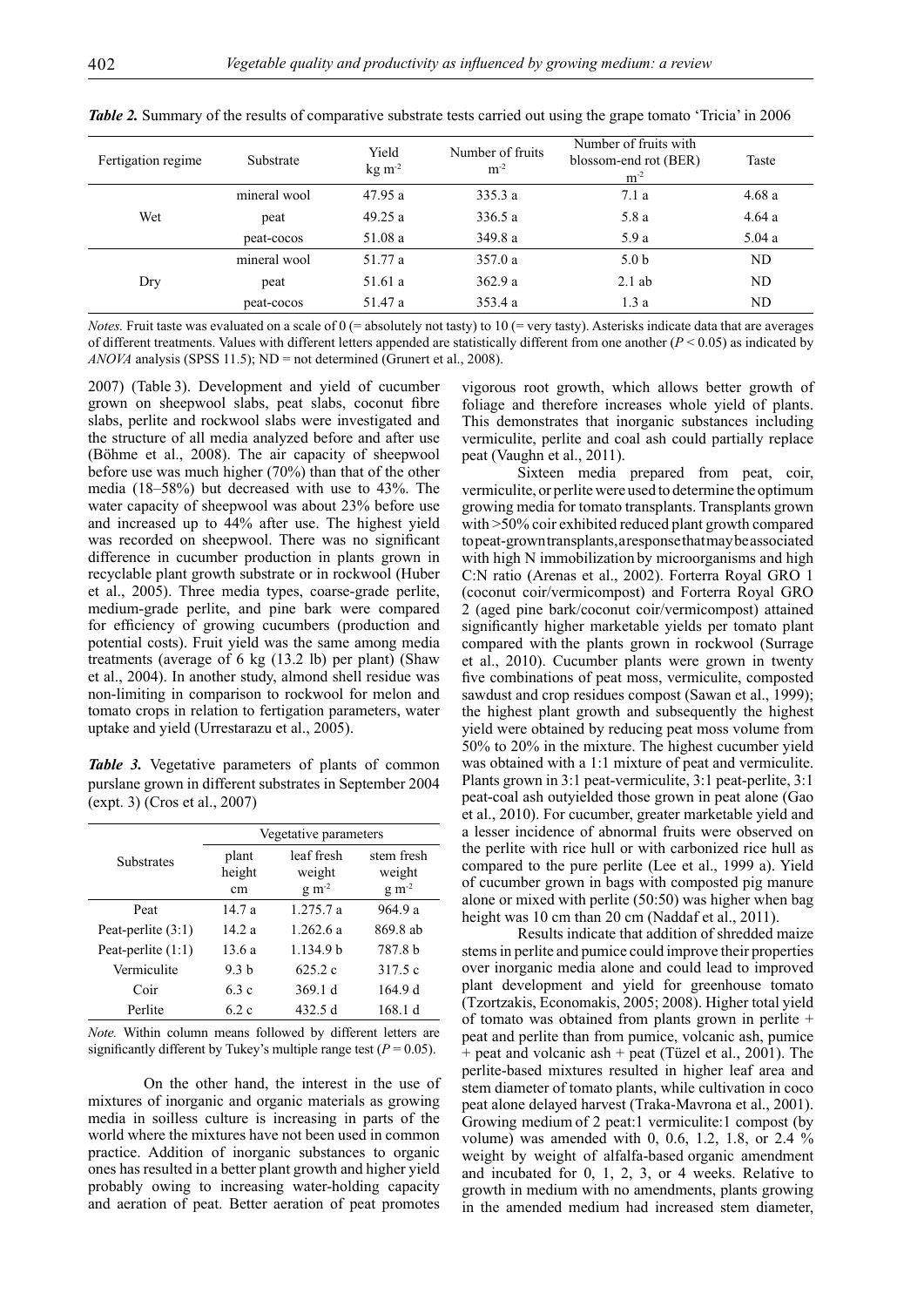*Table 2.* Summary of the results of comparative substrate tests carried out using the grape tomato 'Tricia' in 2006

| Fertigation regime | Substrate | Yield kg m$^{-2}$ | Number of fruits m$^{-2}$ | Number of fruits with blossom-end rot (BER) m$^{-2}$ | Taste |
|---|---|---|---|---|---|
| Wet | mineral wool | 47.95 a | 335.3 a | 7.1 a | 4.68 a |
| | peat | 49.25 a | 336.5 a | 5.8 a | 4.64 a |
| | peat-cocos | 51.08 a | 349.8 a | 5.9 a | 5.04 a |
| Dry | mineral wool | 51.77 a | 357.0 a | 5.0 b | ND |
| | peat | 51.61 a | 362.9 a | 2.1 ab | ND |
| | peat-cocos | 51.47 a | 353.4 a | 1.3 a | ND |

*Notes.* Fruit taste was evaluated on a scale of 0 (= absolutely not tasty) to 10 (= very tasty). Asterisks indicate data that are averages of different treatments. Values with different letters appended are statistically different from one another ($P < 0.05$) as indicated by *ANOVA* analysis (SPSS 11.5); ND = not determined (Grunert et al., 2008).

2007) (Table 3). Development and yield of cucumber grown on sheepwool slabs, peat slabs, coconut fibre slabs, perlite and rockwool slabs were investigated and the structure of all media analyzed before and after use (Böhme et al., 2008). The air capacity of sheepwool before use was much higher (70%) than that of the other media (18–58%) but decreased with use to 43%. The water capacity of sheepwool was about 23% before use and increased up to 44% after use. The highest yield was recorded on sheepwool. There was no significant difference in cucumber production in plants grown in recyclable plant growth substrate or in rockwool (Huber et al., 2005). Three media types, coarse-grade perlite, medium-grade perlite, and pine bark were compared for efficiency of growing cucumbers (production and potential costs). Fruit yield was the same among media treatments (average of 6 kg (13.2 lb) per plant) (Shaw et al., 2004). In another study, almond shell residue was non-limiting in comparison to rockwool for melon and tomato crops in relation to fertigation parameters, water uptake and yield (Urrestarazu et al., 2005).

*Table 3.* Vegetative parameters of plants of common purslane grown in different substrates in September 2004 (expt. 3) (Cros et al., 2007)

| Substrates | Vegetative parameters | | |
|---|---|---|---|
| | plant height cm | leaf fresh weight g m$^{-2}$ | stem fresh weight g m$^{-2}$ |
| Peat | 14.7 a | 1.275.7 a | 964.9 a |
| Peat-perlite (3:1) | 14.2 a | 1.262.6 a | 869.8 ab |
| Peat-perlite (1:1) | 13.6 a | 1.134.9 b | 787.8 b |
| Vermiculite | 9.3 b | 625.2 c | 317.5 c |
| Coir | 6.3 c | 369.1 d | 164.9 d |
| Perlite | 6.2 c | 432.5 d | 168.1 d |

*Note.* Within column means followed by different letters are significantly different by Tukey's multiple range test ($P = 0.05$).

On the other hand, the interest in the use of mixtures of inorganic and organic materials as growing media in soilless culture is increasing in parts of the world where the mixtures have not been used in common practice. Addition of inorganic substances to organic ones has resulted in a better plant growth and higher yield probably owing to increasing water-holding capacity and aeration of peat. Better aeration of peat promotes vigorous root growth, which allows better growth of foliage and therefore increases whole yield of plants. This demonstrates that inorganic substances including vermiculite, perlite and coal ash could partially replace peat (Vaughn et al., 2011).

Sixteen media prepared from peat, coir, vermiculite, or perlite were used to determine the optimum growing media for tomato transplants. Transplants grown with >50% coir exhibited reduced plant growth compared to peat-grown transplants, a response that may be associated with high N immobilization by microorganisms and high C:N ratio (Arenas et al., 2002). Forterra Royal GRO 1 (coconut coir/vermicompost) and Forterra Royal GRO 2 (aged pine bark/coconut coir/vermicompost) attained significantly higher marketable yields per tomato plant compared with the plants grown in rockwool (Surrage et al., 2010). Cucumber plants were grown in twenty five combinations of peat moss, vermiculite, composted sawdust and crop residues compost (Sawan et al., 1999); the highest plant growth and subsequently the highest yield were obtained by reducing peat moss volume from 50% to 20% in the mixture. The highest cucumber yield was obtained with a 1:1 mixture of peat and vermiculite. Plants grown in 3:1 peat-vermiculite, 3:1 peat-perlite, 3:1 peat-coal ash outyielded those grown in peat alone (Gao et al., 2010). For cucumber, greater marketable yield and a lesser incidence of abnormal fruits were observed on the perlite with rice hull or with carbonized rice hull as compared to the pure perlite (Lee et al., 1999 a). Yield of cucumber grown in bags with composted pig manure alone or mixed with perlite (50:50) was higher when bag height was 10 cm than 20 cm (Naddaf et al., 2011).

Results indicate that addition of shredded maize stems in perlite and pumice could improve their properties over inorganic media alone and could lead to improved plant development and yield for greenhouse tomato (Tzortzakis, Economakis, 2005; 2008). Higher total yield of tomato was obtained from plants grown in perlite + peat and perlite than from pumice, volcanic ash, pumice + peat and volcanic ash + peat (Tüzel et al., 2001). The perlite-based mixtures resulted in higher leaf area and stem diameter of tomato plants, while cultivation in coco peat alone delayed harvest (Traka-Mavrona et al., 2001). Growing medium of 2 peat:1 vermiculite:1 compost (by volume) was amended with 0, 0.6, 1.2, 1.8, or 2.4 % weight by weight of alfalfa-based organic amendment and incubated for 0, 1, 2, 3, or 4 weeks. Relative to growth in medium with no amendments, plants growing in the amended medium had increased stem diameter,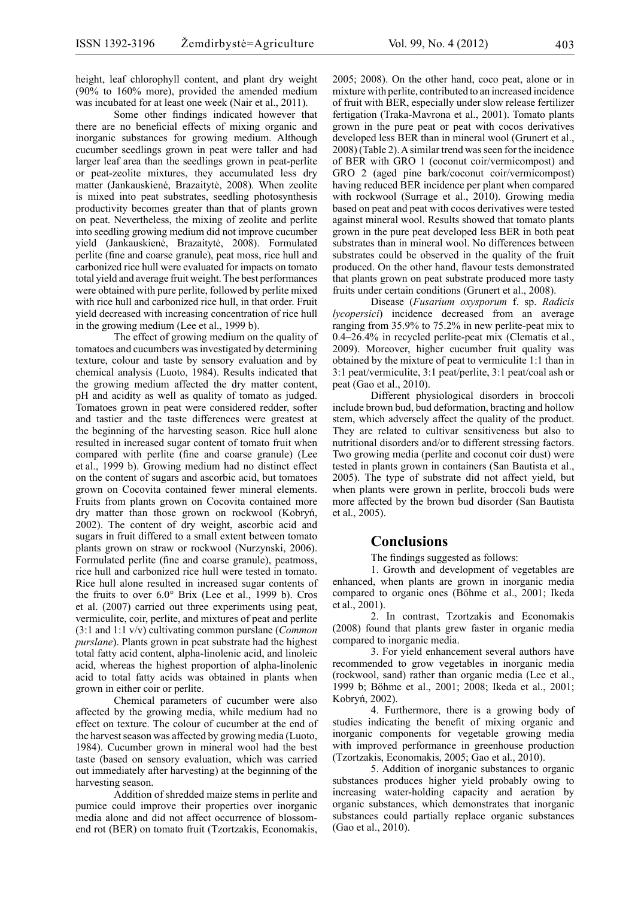height, leaf chlorophyll content, and plant dry weight (90% to 160% more), provided the amended medium was incubated for at least one week (Nair et al., 2011).

Some other findings indicated however that there are no beneficial effects of mixing organic and inorganic substances for growing medium. Although cucumber seedlings grown in peat were taller and had larger leaf area than the seedlings grown in peat-perlite or peat-zeolite mixtures, they accumulated less dry matter (Jankauskienė, Brazaitytė, 2008). When zeolite is mixed into peat substrates, seedling photosynthesis productivity becomes greater than that of plants grown on peat. Nevertheless, the mixing of zeolite and perlite into seedling growing medium did not improve cucumber yield (Jankauskienė, Brazaitytė, 2008). Formulated perlite (fine and coarse granule), peat moss, rice hull and carbonized rice hull were evaluated for impacts on tomato total yield and average fruit weight. The best performances were obtained with pure perlite, followed by perlite mixed with rice hull and carbonized rice hull, in that order. Fruit yield decreased with increasing concentration of rice hull in the growing medium (Lee et al., 1999 b).

The effect of growing medium on the quality of tomatoes and cucumbers was investigated by determining texture, colour and taste by sensory evaluation and by chemical analysis (Luoto, 1984). Results indicated that the growing medium affected the dry matter content, pH and acidity as well as quality of tomato as judged. Tomatoes grown in peat were considered redder, softer and tastier and the taste differences were greatest at the beginning of the harvesting season. Rice hull alone resulted in increased sugar content of tomato fruit when compared with perlite (fine and coarse granule) (Lee et al., 1999 b). Growing medium had no distinct effect on the content of sugars and ascorbic acid, but tomatoes grown on Cocovita contained fewer mineral elements. Fruits from plants grown on Cocovita contained more dry matter than those grown on rockwool (Kobryń, 2002). The content of dry weight, ascorbic acid and sugars in fruit differed to a small extent between tomato plants grown on straw or rockwool (Nurzynski, 2006). Formulated perlite (fine and coarse granule), peatmoss, rice hull and carbonized rice hull were tested in tomato. Rice hull alone resulted in increased sugar contents of the fruits to over 6.0° Brix (Lee et al., 1999 b). Cros et al. (2007) carried out three experiments using peat, vermiculite, coir, perlite, and mixtures of peat and perlite (3:1 and 1:1 v/v) cultivating common purslane (*Common purslane*). Plants grown in peat substrate had the highest total fatty acid content, alpha-linolenic acid, and linoleic acid, whereas the highest proportion of alpha-linolenic acid to total fatty acids was obtained in plants when grown in either coir or perlite.

Chemical parameters of cucumber were also affected by the growing media, while medium had no effect on texture. The colour of cucumber at the end of the harvest season was affected by growing media (Luoto, 1984). Cucumber grown in mineral wool had the best taste (based on sensory evaluation, which was carried out immediately after harvesting) at the beginning of the harvesting season.

Addition of shredded maize stems in perlite and pumice could improve their properties over inorganic media alone and did not affect occurrence of blossom-end rot (BER) on tomato fruit (Tzortzakis, Economakis, 2005; 2008). On the other hand, coco peat, alone or in mixture with perlite, contributed to an increased incidence of fruit with BER, especially under slow release fertilizer fertigation (Traka-Mavrona et al., 2001). Tomato plants grown in the pure peat or peat with cocos derivatives developed less BER than in mineral wool (Grunert et al., 2008) (Table 2). A similar trend was seen for the incidence of BER with GRO 1 (coconut coir/vermicompost) and GRO 2 (aged pine bark/coconut coir/vermicompost) having reduced BER incidence per plant when compared with rockwool (Surrage et al., 2010). Growing media based on peat and peat with cocos derivatives were tested against mineral wool. Results showed that tomato plants grown in the pure peat developed less BER in both peat substrates than in mineral wool. No differences between substrates could be observed in the quality of the fruit produced. On the other hand, flavour tests demonstrated that plants grown on peat substrate produced more tasty fruits under certain conditions (Grunert et al., 2008).

Disease (*Fusarium oxysporum* f. sp. *Radicis lycopersici*) incidence decreased from an average ranging from 35.9% to 75.2% in new perlite-peat mix to 0.4–26.4% in recycled perlite-peat mix (Clematis et al., 2009). Moreover, higher cucumber fruit quality was obtained by the mixture of peat to vermiculite 1:1 than in 3:1 peat/vermiculite, 3:1 peat/perlite, 3:1 peat/coal ash or peat (Gao et al., 2010).

Different physiological disorders in broccoli include brown bud, bud deformation, bracting and hollow stem, which adversely affect the quality of the product. They are related to cultivar sensitiveness but also to nutritional disorders and/or to different stressing factors. Two growing media (perlite and coconut coir dust) were tested in plants grown in containers (San Bautista et al., 2005). The type of substrate did not affect yield, but when plants were grown in perlite, broccoli buds were more affected by the brown bud disorder (San Bautista et al., 2005).

## Conclusions

The findings suggested as follows:

1. Growth and development of vegetables are enhanced, when plants are grown in inorganic media compared to organic ones (Böhme et al., 2001; Ikeda et al., 2001).

2. In contrast, Tzortzakis and Economakis (2008) found that plants grew faster in organic media compared to inorganic media.

3. For yield enhancement several authors have recommended to grow vegetables in inorganic media (rockwool, sand) rather than organic media (Lee et al., 1999 b; Böhme et al., 2001; 2008; Ikeda et al., 2001; Kobryń, 2002).

4. Furthermore, there is a growing body of studies indicating the benefit of mixing organic and inorganic components for vegetable growing media with improved performance in greenhouse production (Tzortzakis, Economakis, 2005; Gao et al., 2010).

5. Addition of inorganic substances to organic substances produces higher yield probably owing to increasing water-holding capacity and aeration by organic substances, which demonstrates that inorganic substances could partially replace organic substances (Gao et al., 2010).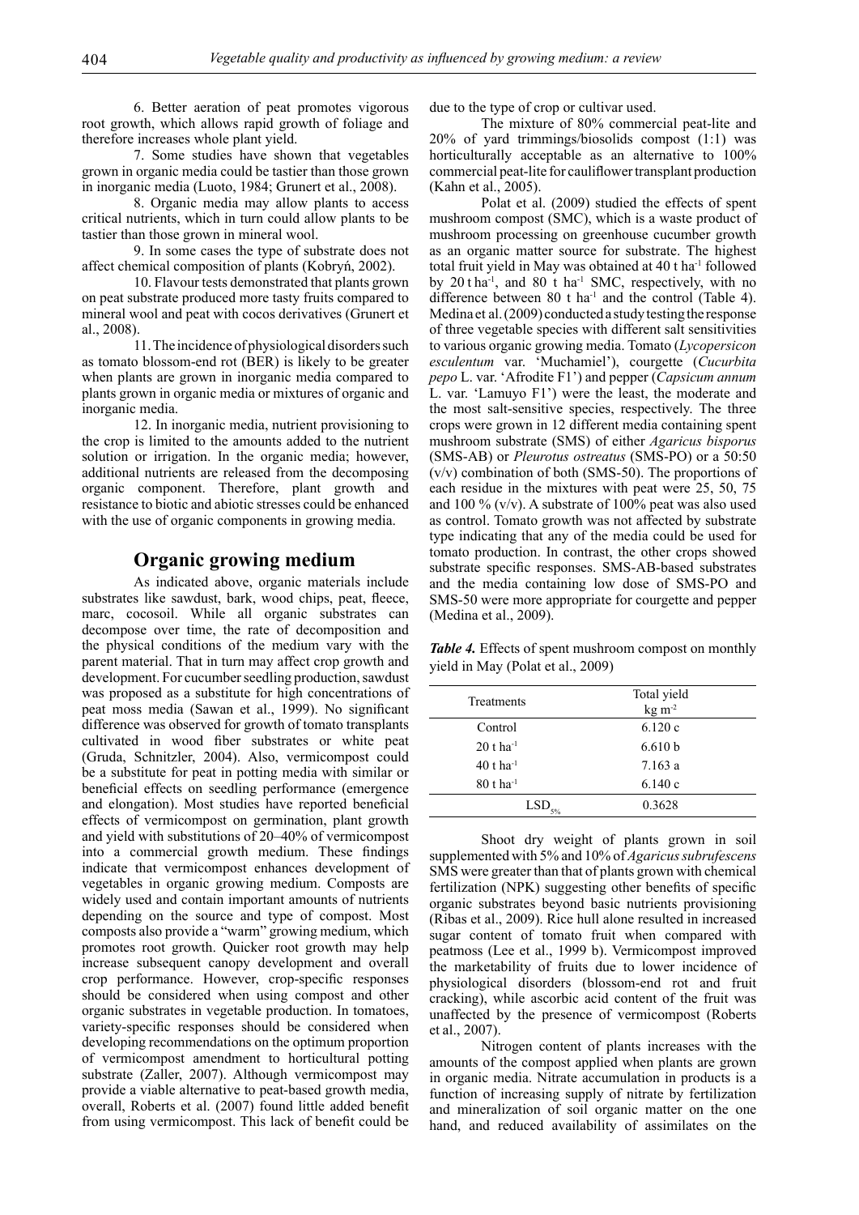6. Better aeration of peat promotes vigorous root growth, which allows rapid growth of foliage and therefore increases whole plant yield.

7. Some studies have shown that vegetables grown in organic media could be tastier than those grown in inorganic media (Luoto, 1984; Grunert et al., 2008).

8. Organic media may allow plants to access critical nutrients, which in turn could allow plants to be tastier than those grown in mineral wool.

9. In some cases the type of substrate does not affect chemical composition of plants (Kobryń, 2002).

10. Flavour tests demonstrated that plants grown on peat substrate produced more tasty fruits compared to mineral wool and peat with cocos derivatives (Grunert et al., 2008).

11. The incidence of physiological disorders such as tomato blossom-end rot (BER) is likely to be greater when plants are grown in inorganic media compared to plants grown in organic media or mixtures of organic and inorganic media.

12. In inorganic media, nutrient provisioning to the crop is limited to the amounts added to the nutrient solution or irrigation. In the organic media; however, additional nutrients are released from the decomposing organic component. Therefore, plant growth and resistance to biotic and abiotic stresses could be enhanced with the use of organic components in growing media.

## Organic growing medium

As indicated above, organic materials include substrates like sawdust, bark, wood chips, peat, fleece, marc, cocosoil. While all organic substrates can decompose over time, the rate of decomposition and the physical conditions of the medium vary with the parent material. That in turn may affect crop growth and development. For cucumber seedling production, sawdust was proposed as a substitute for high concentrations of peat moss media (Sawan et al., 1999). No significant difference was observed for growth of tomato transplants cultivated in wood fiber substrates or white peat (Gruda, Schnitzler, 2004). Also, vermicompost could be a substitute for peat in potting media with similar or beneficial effects on seedling performance (emergence and elongation). Most studies have reported beneficial effects of vermicompost on germination, plant growth and yield with substitutions of 20–40% of vermicompost into a commercial growth medium. These findings indicate that vermicompost enhances development of vegetables in organic growing medium. Composts are widely used and contain important amounts of nutrients depending on the source and type of compost. Most composts also provide a "warm" growing medium, which promotes root growth. Quicker root growth may help increase subsequent canopy development and overall crop performance. However, crop-specific responses should be considered when using compost and other organic substrates in vegetable production. In tomatoes, variety-specific responses should be considered when developing recommendations on the optimum proportion of vermicompost amendment to horticultural potting substrate (Zaller, 2007). Although vermicompost may provide a viable alternative to peat-based growth media, overall, Roberts et al. (2007) found little added benefit from using vermicompost. This lack of benefit could be due to the type of crop or cultivar used.

The mixture of 80% commercial peat-lite and 20% of yard trimmings/biosolids compost (1:1) was horticulturally acceptable as an alternative to 100% commercial peat-lite for cauliflower transplant production (Kahn et al., 2005).

Polat et al. (2009) studied the effects of spent mushroom compost (SMC), which is a waste product of mushroom processing on greenhouse cucumber growth as an organic matter source for substrate. The highest total fruit yield in May was obtained at 40 t ha$^{-1}$ followed by 20 t ha$^{-1}$, and 80 t ha$^{-1}$ SMC, respectively, with no difference between 80 t ha$^{-1}$ and the control (Table 4). Medina et al. (2009) conducted a study testing the response of three vegetable species with different salt sensitivities to various organic growing media. Tomato (*Lycopersicon esculentum* var. 'Muchamiel'), courgette (*Cucurbita pepo* L. var. 'Afrodite F1') and pepper (*Capsicum annum* L. var. 'Lamuyo F1') were the least, the moderate and the most salt-sensitive species, respectively. The three crops were grown in 12 different media containing spent mushroom substrate (SMS) of either *Agaricus bisporus* (SMS-AB) or *Pleurotus ostreatus* (SMS-PO) or a 50:50 (v/v) combination of both (SMS-50). The proportions of each residue in the mixtures with peat were 25, 50, 75 and 100 % (v/v). A substrate of 100% peat was also used as control. Tomato growth was not affected by substrate type indicating that any of the media could be used for tomato production. In contrast, the other crops showed substrate specific responses. SMS-AB-based substrates and the media containing low dose of SMS-PO and SMS-50 were more appropriate for courgette and pepper (Medina et al., 2009).

***Table 4.*** Effects of spent mushroom compost on monthly yield in May (Polat et al., 2009)

| Treatments | Total yield kg m$^{-2}$ |
|---|---|
| Control | 6.120 c |
| 20 t ha$^{-1}$ | 6.610 b |
| 40 t ha$^{-1}$ | 7.163 a |
| 80 t ha$^{-1}$ | 6.140 c |
| $LSD_{5\%}$ | 0.3628 |

Shoot dry weight of plants grown in soil supplemented with 5% and 10% of *Agaricus subrufescens* SMS were greater than that of plants grown with chemical fertilization (NPK) suggesting other benefits of specific organic substrates beyond basic nutrients provisioning (Ribas et al., 2009). Rice hull alone resulted in increased sugar content of tomato fruit when compared with peatmoss (Lee et al., 1999 b). Vermicompost improved the marketability of fruits due to lower incidence of physiological disorders (blossom-end rot and fruit cracking), while ascorbic acid content of the fruit was unaffected by the presence of vermicompost (Roberts et al., 2007).

Nitrogen content of plants increases with the amounts of the compost applied when plants are grown in organic media. Nitrate accumulation in products is a function of increasing supply of nitrate by fertilization and mineralization of soil organic matter on the one hand, and reduced availability of assimilates on the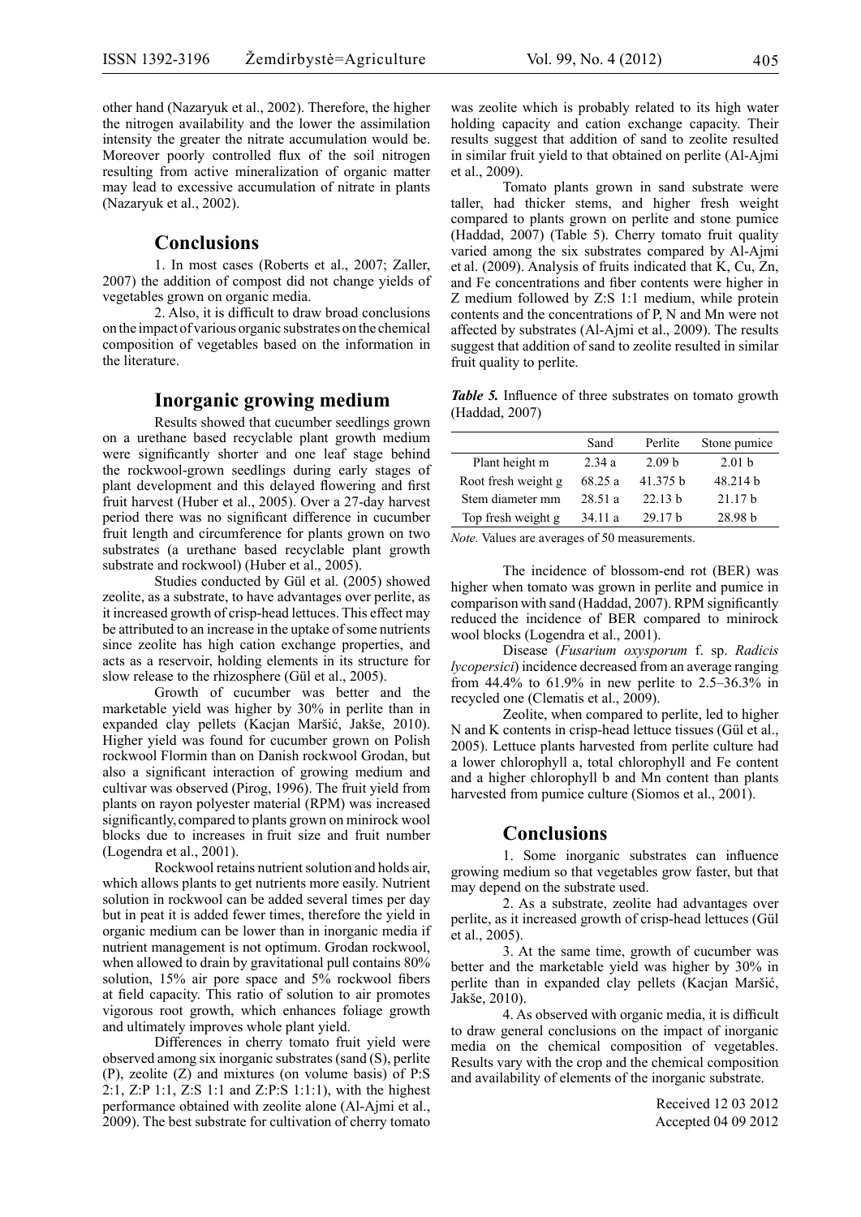other hand (Nazaryuk et al., 2002). Therefore, the higher the nitrogen availability and the lower the assimilation intensity the greater the nitrate accumulation would be. Moreover poorly controlled flux of the soil nitrogen resulting from active mineralization of organic matter may lead to excessive accumulation of nitrate in plants (Nazaryuk et al., 2002).

## Conclusions

1. In most cases (Roberts et al., 2007; Zaller, 2007) the addition of compost did not change yields of vegetables grown on organic media.

2. Also, it is difficult to draw broad conclusions on the impact of various organic substrates on the chemical composition of vegetables based on the information in the literature.

## Inorganic growing medium

Results showed that cucumber seedlings grown on a urethane based recyclable plant growth medium were significantly shorter and one leaf stage behind the rockwool-grown seedlings during early stages of plant development and this delayed flowering and first fruit harvest (Huber et al., 2005). Over a 27-day harvest period there was no significant difference in cucumber fruit length and circumference for plants grown on two substrates (a urethane based recyclable plant growth substrate and rockwool) (Huber et al., 2005).

Studies conducted by Gül et al. (2005) showed zeolite, as a substrate, to have advantages over perlite, as it increased growth of crisp-head lettuces. This effect may be attributed to an increase in the uptake of some nutrients since zeolite has high cation exchange properties, and acts as a reservoir, holding elements in its structure for slow release to the rhizosphere (Gül et al., 2005).

Growth of cucumber was better and the marketable yield was higher by 30% in perlite than in expanded clay pellets (Kacjan Maršić, Jakše, 2010). Higher yield was found for cucumber grown on Polish rockwool Flormin than on Danish rockwool Grodan, but also a significant interaction of growing medium and cultivar was observed (Pirog, 1996). The fruit yield from plants on rayon polyester material (RPM) was increased significantly, compared to plants grown on minirock wool blocks due to increases in fruit size and fruit number (Logendra et al., 2001).

Rockwool retains nutrient solution and holds air, which allows plants to get nutrients more easily. Nutrient solution in rockwool can be added several times per day but in peat it is added fewer times, therefore the yield in organic medium can be lower than in inorganic media if nutrient management is not optimum. Grodan rockwool, when allowed to drain by gravitational pull contains 80% solution, 15% air pore space and 5% rockwool fibers at field capacity. This ratio of solution to air promotes vigorous root growth, which enhances foliage growth and ultimately improves whole plant yield.

Differences in cherry tomato fruit yield were observed among six inorganic substrates (sand (S), perlite (P), zeolite (Z) and mixtures (on volume basis) of P:S 2:1, Z:P 1:1, Z:S 1:1 and Z:P:S 1:1:1), with the highest performance obtained with zeolite alone (Al-Ajmi et al., 2009). The best substrate for cultivation of cherry tomato was zeolite which is probably related to its high water holding capacity and cation exchange capacity. Their results suggest that addition of sand to zeolite resulted in similar fruit yield to that obtained on perlite (Al-Ajmi et al., 2009).

Tomato plants grown in sand substrate were taller, had thicker stems, and higher fresh weight compared to plants grown on perlite and stone pumice (Haddad, 2007) (Table 5). Cherry tomato fruit quality varied among the six substrates compared by Al-Ajmi et al. (2009). Analysis of fruits indicated that K, Cu, Zn, and Fe concentrations and fiber contents were higher in Z medium followed by Z:S 1:1 medium, while protein contents and the concentrations of P, N and Mn were not affected by substrates (Al-Ajmi et al., 2009). The results suggest that addition of sand to zeolite resulted in similar fruit quality to perlite.

***Table 5.*** Influence of three substrates on tomato growth (Haddad, 2007)

| | Sand | Perlite | Stone pumice |
|---|---|---|---|
| Plant height m | 2.34 a | 2.09 b | 2.01 b |
| Root fresh weight g | 68.25 a | 41.375 b | 48.214 b |
| Stem diameter mm | 28.51 a | 22.13 b | 21.17 b |
| Top fresh weight g | 34.11 a | 29.17 b | 28.98 b |

*Note.* Values are averages of 50 measurements.

The incidence of blossom-end rot (BER) was higher when tomato was grown in perlite and pumice in comparison with sand (Haddad, 2007). RPM significantly reduced the incidence of BER compared to minirock wool blocks (Logendra et al., 2001).

Disease (*Fusarium oxysporum* f. sp. *Radicis lycopersici*) incidence decreased from an average ranging from 44.4% to 61.9% in new perlite to 2.5–36.3% in recycled one (Clematis et al., 2009).

Zeolite, when compared to perlite, led to higher N and K contents in crisp-head lettuce tissues (Gül et al., 2005). Lettuce plants harvested from perlite culture had a lower chlorophyll a, total chlorophyll and Fe content and a higher chlorophyll b and Mn content than plants harvested from pumice culture (Siomos et al., 2001).

## Conclusions

1. Some inorganic substrates can influence growing medium so that vegetables grow faster, but that may depend on the substrate used.

2. As a substrate, zeolite had advantages over perlite, as it increased growth of crisp-head lettuces (Gül et al., 2005).

3. At the same time, growth of cucumber was better and the marketable yield was higher by 30% in perlite than in expanded clay pellets (Kacjan Maršić, Jakše, 2010).

4. As observed with organic media, it is difficult to draw general conclusions on the impact of inorganic media on the chemical composition of vegetables. Results vary with the crop and the chemical composition and availability of elements of the inorganic substrate.

Received 12 03 2012
Accepted 04 09 2012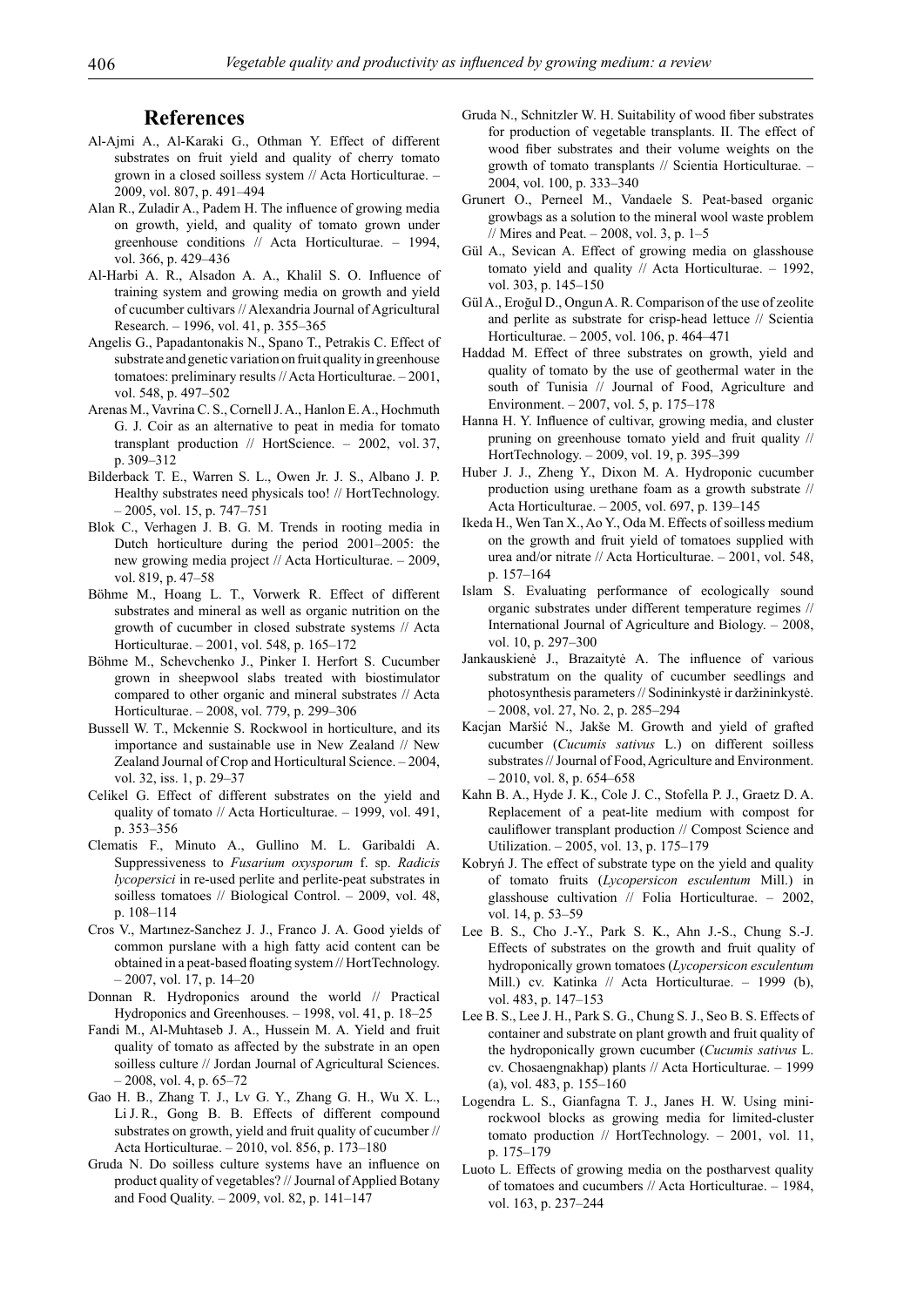## References

Al-Ajmi A., Al-Karaki G., Othman Y. Effect of different substrates on fruit yield and quality of cherry tomato grown in a closed soilless system // Acta Horticulturae. – 2009, vol. 807, p. 491–494

Alan R., Zuladir A., Padem H. The influence of growing media on growth, yield, and quality of tomato grown under greenhouse conditions // Acta Horticulturae. – 1994, vol. 366, p. 429–436

Al-Harbi A. R., Alsadon A. A., Khalil S. O. Influence of training system and growing media on growth and yield of cucumber cultivars // Alexandria Journal of Agricultural Research. – 1996, vol. 41, p. 355–365

Angelis G., Papadantonakis N., Spano T., Petrakis C. Effect of substrate and genetic variation on fruit quality in greenhouse tomatoes: preliminary results // Acta Horticulturae. – 2001, vol. 548, p. 497–502

Arenas M., Vavrina C. S., Cornell J. A., Hanlon E. A., Hochmuth G. J. Coir as an alternative to peat in media for tomato transplant production // HortScience. – 2002, vol. 37, p. 309–312

Bilderback T. E., Warren S. L., Owen Jr. J. S., Albano J. P. Healthy substrates need physicals too! // HortTechnology. – 2005, vol. 15, p. 747–751

Blok C., Verhagen J. B. G. M. Trends in rooting media in Dutch horticulture during the period 2001–2005: the new growing media project // Acta Horticulturae. – 2009, vol. 819, p. 47–58

Böhme M., Hoang L. T., Vorwerk R. Effect of different substrates and mineral as well as organic nutrition on the growth of cucumber in closed substrate systems // Acta Horticulturae. – 2001, vol. 548, p. 165–172

Böhme M., Schevchenko J., Pinker I. Herfort S. Cucumber grown in sheepwool slabs treated with biostimulator compared to other organic and mineral substrates // Acta Horticulturae. – 2008, vol. 779, p. 299–306

Bussell W. T., Mckennie S. Rockwool in horticulture, and its importance and sustainable use in New Zealand // New Zealand Journal of Crop and Horticultural Science. – 2004, vol. 32, iss. 1, p. 29–37

Celikel G. Effect of different substrates on the yield and quality of tomato // Acta Horticulturae. – 1999, vol. 491, p. 353–356

Clematis F., Minuto A., Gullino M. L. Garibaldi A. Suppressiveness to *Fusarium oxysporum* f. sp. *Radicis lycopersici* in re-used perlite and perlite-peat substrates in soilless tomatoes // Biological Control. – 2009, vol. 48, p. 108–114

Cros V., Martınez-Sanchez J. J., Franco J. A. Good yields of common purslane with a high fatty acid content can be obtained in a peat-based floating system // HortTechnology. – 2007, vol. 17, p. 14–20

Donnan R. Hydroponics around the world // Practical Hydroponics and Greenhouses. – 1998, vol. 41, p. 18–25

Fandi M., Al-Muhtaseb J. A., Hussein M. A. Yield and fruit quality of tomato as affected by the substrate in an open soilless culture // Jordan Journal of Agricultural Sciences. – 2008, vol. 4, p. 65–72

Gao H. B., Zhang T. J., Lv G. Y., Zhang G. H., Wu X. L., Li J. R., Gong B. B. Effects of different compound substrates on growth, yield and fruit quality of cucumber // Acta Horticulturae. – 2010, vol. 856, p. 173–180

Gruda N. Do soilless culture systems have an influence on product quality of vegetables? // Journal of Applied Botany and Food Quality. – 2009, vol. 82, p. 141–147

Gruda N., Schnitzler W. H. Suitability of wood fiber substrates for production of vegetable transplants. II. The effect of wood fiber substrates and their volume weights on the growth of tomato transplants // Scientia Horticulturae. – 2004, vol. 100, p. 333–340

Grunert O., Perneel M., Vandaele S. Peat-based organic growbags as a solution to the mineral wool waste problem // Mires and Peat. – 2008, vol. 3, p. 1–5

Gül A., Sevican A. Effect of growing media on glasshouse tomato yield and quality // Acta Horticulturae. – 1992, vol. 303, p. 145–150

Gül A., Eroğul D., Ongun A. R. Comparison of the use of zeolite and perlite as substrate for crisp-head lettuce // Scientia Horticulturae. – 2005, vol. 106, p. 464–471

Haddad M. Effect of three substrates on growth, yield and quality of tomato by the use of geothermal water in the south of Tunisia // Journal of Food, Agriculture and Environment. – 2007, vol. 5, p. 175–178

Hanna H. Y. Influence of cultivar, growing media, and cluster pruning on greenhouse tomato yield and fruit quality // HortTechnology. – 2009, vol. 19, p. 395–399

Huber J. J., Zheng Y., Dixon M. A. Hydroponic cucumber production using urethane foam as a growth substrate // Acta Horticulturae. – 2005, vol. 697, p. 139–145

Ikeda H., Wen Tan X., Ao Y., Oda M. Effects of soilless medium on the growth and fruit yield of tomatoes supplied with urea and/or nitrate // Acta Horticulturae. – 2001, vol. 548, p. 157–164

Islam S. Evaluating performance of ecologically sound organic substrates under different temperature regimes // International Journal of Agriculture and Biology. – 2008, vol. 10, p. 297–300

Jankauskienė J., Brazaitytė A. The influence of various substratum on the quality of cucumber seedlings and photosynthesis parameters // Sodininkystė ir daržininkystė. – 2008, vol. 27, No. 2, p. 285–294

Kacjan Maršić N., Jakše M. Growth and yield of grafted cucumber (*Cucumis sativus* L.) on different soilless substrates // Journal of Food, Agriculture and Environment. – 2010, vol. 8, p. 654–658

Kahn B. A., Hyde J. K., Cole J. C., Stofella P. J., Graetz D. A. Replacement of a peat-lite medium with compost for cauliflower transplant production // Compost Science and Utilization. – 2005, vol. 13, p. 175–179

Kobryń J. The effect of substrate type on the yield and quality of tomato fruits (*Lycopersicon esculentum* Mill.) in glasshouse cultivation // Folia Horticulturae. – 2002, vol. 14, p. 53–59

Lee B. S., Cho J.-Y., Park S. K., Ahn J.-S., Chung S.-J. Effects of substrates on the growth and fruit quality of hydroponically grown tomatoes (*Lycopersicon esculentum* Mill.) cv. Katinka // Acta Horticulturae. – 1999 (b), vol. 483, p. 147–153

Lee B. S., Lee J. H., Park S. G., Chung S. J., Seo B. S. Effects of container and substrate on plant growth and fruit quality of the hydroponically grown cucumber (*Cucumis sativus* L. cv. Chosaengnakhap) plants // Acta Horticulturae. – 1999 (a), vol. 483, p. 155–160

Logendra L. S., Gianfagna T. J., Janes H. W. Using mini-rockwool blocks as growing media for limited-cluster tomato production // HortTechnology. – 2001, vol. 11, p. 175–179

Luoto L. Effects of growing media on the postharvest quality of tomatoes and cucumbers // Acta Horticulturae. – 1984, vol. 163, p. 237–244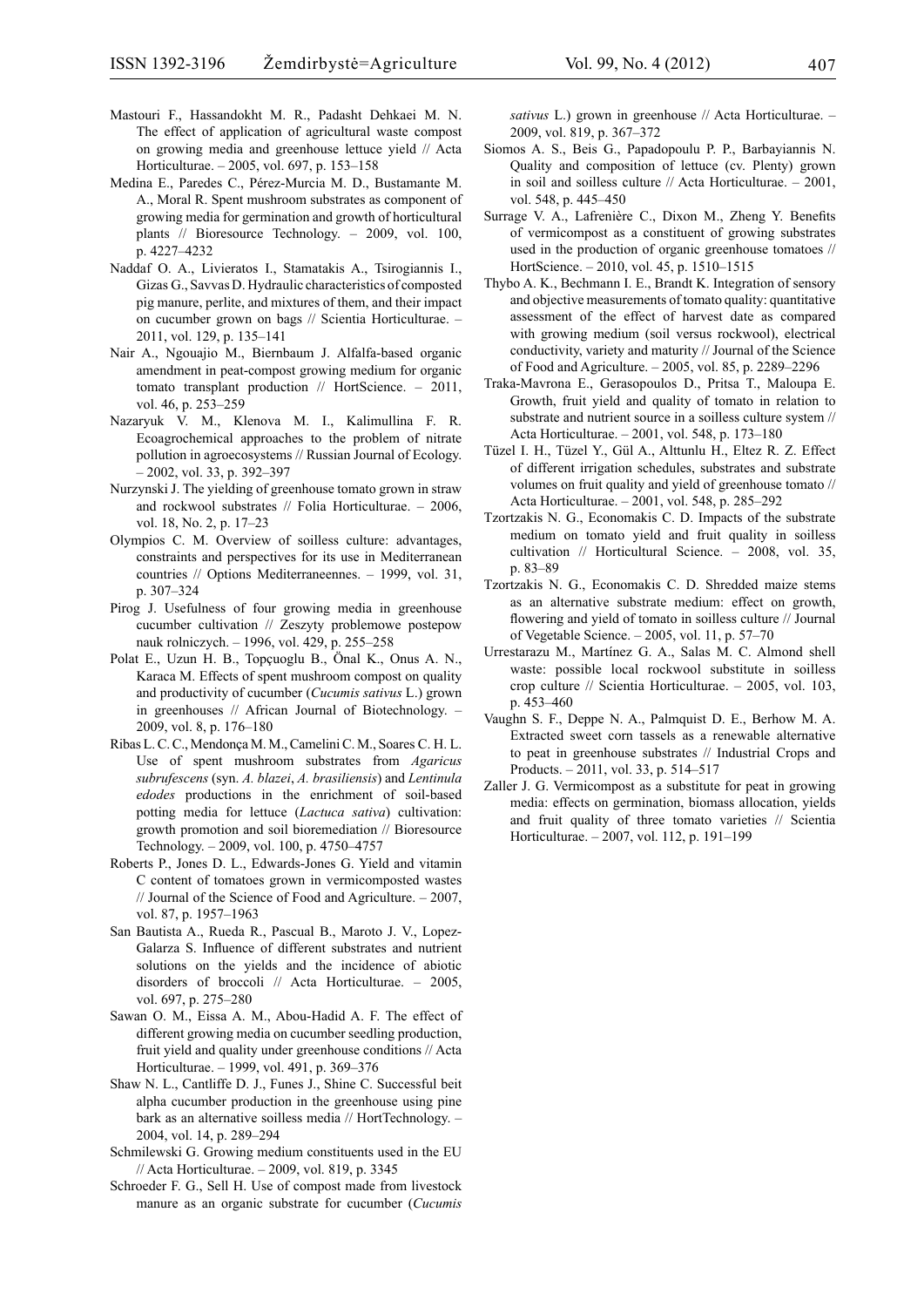Mastouri F., Hassandokht M. R., Padasht Dehkaei M. N. The effect of application of agricultural waste compost on growing media and greenhouse lettuce yield // Acta Horticulturae. – 2005, vol. 697, p. 153–158

Medina E., Paredes C., Pérez-Murcia M. D., Bustamante M. A., Moral R. Spent mushroom substrates as component of growing media for germination and growth of horticultural plants // Bioresource Technology. – 2009, vol. 100, p. 4227–4232

Naddaf O. A., Livieratos I., Stamatakis A., Tsirogiannis I., Gizas G., Savvas D. Hydraulic characteristics of composted pig manure, perlite, and mixtures of them, and their impact on cucumber grown on bags // Scientia Horticulturae. – 2011, vol. 129, p. 135–141

Nair A., Ngouajio M., Biernbaum J. Alfalfa-based organic amendment in peat-compost growing medium for organic tomato transplant production // HortScience. – 2011, vol. 46, p. 253–259

Nazaryuk V. M., Klenova M. I., Kalimullina F. R. Ecoagrochemical approaches to the problem of nitrate pollution in agroecosystems // Russian Journal of Ecology. – 2002, vol. 33, p. 392–397

Nurzynski J. The yielding of greenhouse tomato grown in straw and rockwool substrates // Folia Horticulturae. – 2006, vol. 18, No. 2, p. 17–23

Olympios C. M. Overview of soilless culture: advantages, constraints and perspectives for its use in Mediterranean countries // Options Mediterraneennes. – 1999, vol. 31, p. 307–324

Pirog J. Usefulness of four growing media in greenhouse cucumber cultivation // Zeszyty problemowe postepow nauk rolniczych. – 1996, vol. 429, p. 255–258

Polat E., Uzun H. B., Topçuoglu B., Önal K., Onus A. N., Karaca M. Effects of spent mushroom compost on quality and productivity of cucumber (*Cucumis sativus* L.) grown in greenhouses // African Journal of Biotechnology. – 2009, vol. 8, p. 176–180

Ribas L. C. C., Mendonça M. M., Camelini C. M., Soares C. H. L. Use of spent mushroom substrates from *Agaricus subrufescens* (syn. *A. blazei*, *A. brasiliensis*) and *Lentinula edodes* productions in the enrichment of soil-based potting media for lettuce (*Lactuca sativa*) cultivation: growth promotion and soil bioremediation // Bioresource Technology. – 2009, vol. 100, p. 4750–4757

Roberts P., Jones D. L., Edwards-Jones G. Yield and vitamin C content of tomatoes grown in vermicomposted wastes // Journal of the Science of Food and Agriculture. – 2007, vol. 87, p. 1957–1963

San Bautista A., Rueda R., Pascual B., Maroto J. V., Lopez-Galarza S. Influence of different substrates and nutrient solutions on the yields and the incidence of abiotic disorders of broccoli // Acta Horticulturae. – 2005, vol. 697, p. 275–280

Sawan O. M., Eissa A. M., Abou-Hadid A. F. The effect of different growing media on cucumber seedling production, fruit yield and quality under greenhouse conditions // Acta Horticulturae. – 1999, vol. 491, p. 369–376

Shaw N. L., Cantliffe D. J., Funes J., Shine C. Successful beit alpha cucumber production in the greenhouse using pine bark as an alternative soilless media // HortTechnology. – 2004, vol. 14, p. 289–294

Schmilewski G. Growing medium constituents used in the EU // Acta Horticulturae. – 2009, vol. 819, p. 3345

Schroeder F. G., Sell H. Use of compost made from livestock manure as an organic substrate for cucumber (*Cucumis sativus* L.) grown in greenhouse // Acta Horticulturae. – 2009, vol. 819, p. 367–372

Siomos A. S., Beis G., Papadopoulu P. P., Barbayiannis N. Quality and composition of lettuce (cv. Plenty) grown in soil and soilless culture // Acta Horticulturae. – 2001, vol. 548, p. 445–450

Surrage V. A., Lafrenière C., Dixon M., Zheng Y. Benefits of vermicompost as a constituent of growing substrates used in the production of organic greenhouse tomatoes // HortScience. – 2010, vol. 45, p. 1510–1515

Thybo A. K., Bechmann I. E., Brandt K. Integration of sensory and objective measurements of tomato quality: quantitative assessment of the effect of harvest date as compared with growing medium (soil versus rockwool), electrical conductivity, variety and maturity // Journal of the Science of Food and Agriculture. – 2005, vol. 85, p. 2289–2296

Traka-Mavrona E., Gerasopoulos D., Pritsa T., Maloupa E. Growth, fruit yield and quality of tomato in relation to substrate and nutrient source in a soilless culture system // Acta Horticulturae. – 2001, vol. 548, p. 173–180

Tüzel I. H., Tüzel Y., Gül A., Alttunlu H., Eltez R. Z. Effect of different irrigation schedules, substrates and substrate volumes on fruit quality and yield of greenhouse tomato // Acta Horticulturae. – 2001, vol. 548, p. 285–292

Tzortzakis N. G., Economakis C. D. Impacts of the substrate medium on tomato yield and fruit quality in soilless cultivation // Horticultural Science. – 2008, vol. 35, p. 83–89

Tzortzakis N. G., Economakis C. D. Shredded maize stems as an alternative substrate medium: effect on growth, flowering and yield of tomato in soilless culture // Journal of Vegetable Science. – 2005, vol. 11, p. 57–70

Urrestarazu M., Martínez G. A., Salas M. C. Almond shell waste: possible local rockwool substitute in soilless crop culture // Scientia Horticulturae. – 2005, vol. 103, p. 453–460

Vaughn S. F., Deppe N. A., Palmquist D. E., Berhow M. A. Extracted sweet corn tassels as a renewable alternative to peat in greenhouse substrates // Industrial Crops and Products. – 2011, vol. 33, p. 514–517

Zaller J. G. Vermicompost as a substitute for peat in growing media: effects on germination, biomass allocation, yields and fruit quality of three tomato varieties // Scientia Horticulturae. – 2007, vol. 112, p. 191–199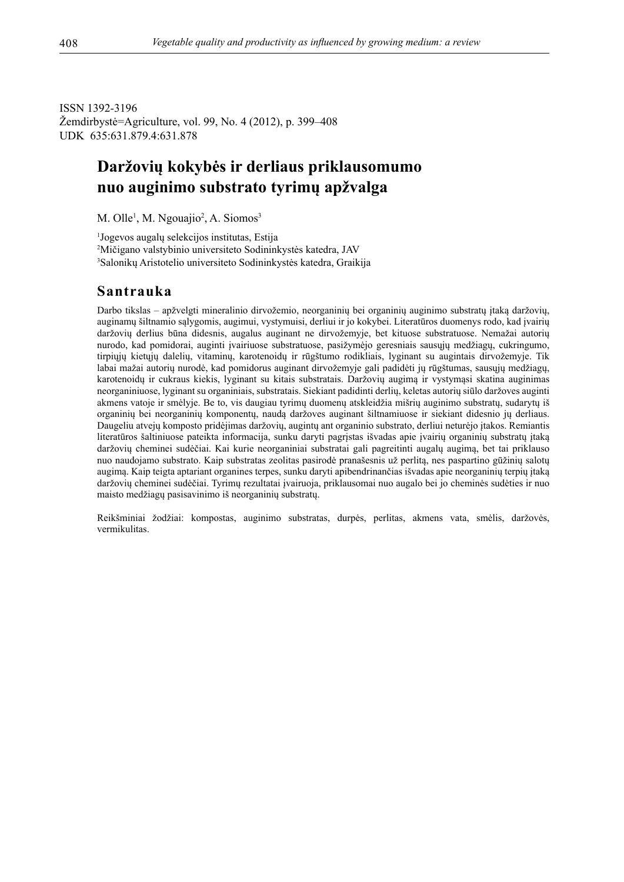ISSN 1392-3196
Žemdirbystė=Agriculture, vol. 99, No. 4 (2012), p. 399–408
UDK 635:631.879.4:631.878

# Daržovių kokybės ir derliaus priklausomumo nuo auginimo substrato tyrimų apžvalga

M. Olle[1], M. Ngouajio[2], A. Siomos[3]

[1]Jogevos augalų selekcijos institutas, Estija
[2]Mičigano valstybinio universiteto Sodininkystės katedra, JAV
[3]Salonikų Aristotelio universiteto Sodininkystės katedra, Graikija

## Santrauka

Darbo tikslas – apžvelgti mineralinio dirvožemio, neorganinių bei organinių auginimo substratų įtaką daržovių, auginamų šiltnamio sąlygomis, augimui, vystymuisi, derliui ir jo kokybei. Literatūros duomenys rodo, kad įvairių daržovių derlius būna didesnis, augalus auginant ne dirvožemyje, bet kituose substratuose. Nemažai autorių nurodo, kad pomidorai, auginti įvairiuose substratuose, pasižymėjo geresniais sausųjų medžiagų, cukringumo, tirpiųjų kietųjų dalelių, vitaminų, karotenoidų ir rūgštumo rodikliais, lyginant su augintais dirvožemyje. Tik labai mažai autorių nurodė, kad pomidorus auginant dirvožemyje gali padidėti jų rūgštumas, sausųjų medžiagų, karotenoidų ir cukraus kiekis, lyginant su kitais substratais. Daržovių augimą ir vystymąsi skatina auginimas neorganiniuose, lyginant su organiniais, substratais. Siekiant padidinti derlių, keletas autorių siūlo daržoves auginti akmens vatoje ir smėlyje. Be to, vis daugiau tyrimų duomenų atskleidžia mišrių auginimo substratų, sudarytų iš organinių bei neorganinių komponentų, naudą daržoves auginant šiltnamiuose ir siekiant didesnio jų derliaus. Daugeliu atvejų komposto pridėjimas daržovių, augintų ant organinio substrato, derliui neturėjo įtakos. Remiantis literatūros šaltiniuose pateikta informacija, sunku daryti pagrįstas išvadas apie įvairių organinių substratų įtaką daržovių cheminei sudėčiai. Kai kurie neorganiniai substratai gali pagreitinti augalų augimą, bet tai priklauso nuo naudojamo substrato. Kaip substratas zeolitas pasirodė pranašesnis už perlitą, nes paspartino gūžinių salotų augimą. Kaip teigta aptariant organines terpes, sunku daryti apibendrinančias išvadas apie neorganinių terpių įtaką daržovių cheminei sudėčiai. Tyrimų rezultatai įvairuoja, priklausomai nuo augalo bei jo cheminės sudėties ir nuo maisto medžiagų pasisavinimo iš neorganinių substratų.

Reikšminiai žodžiai: kompostas, auginimo substratas, durpės, perlitas, akmens vata, smėlis, daržovės, vermikulitas.